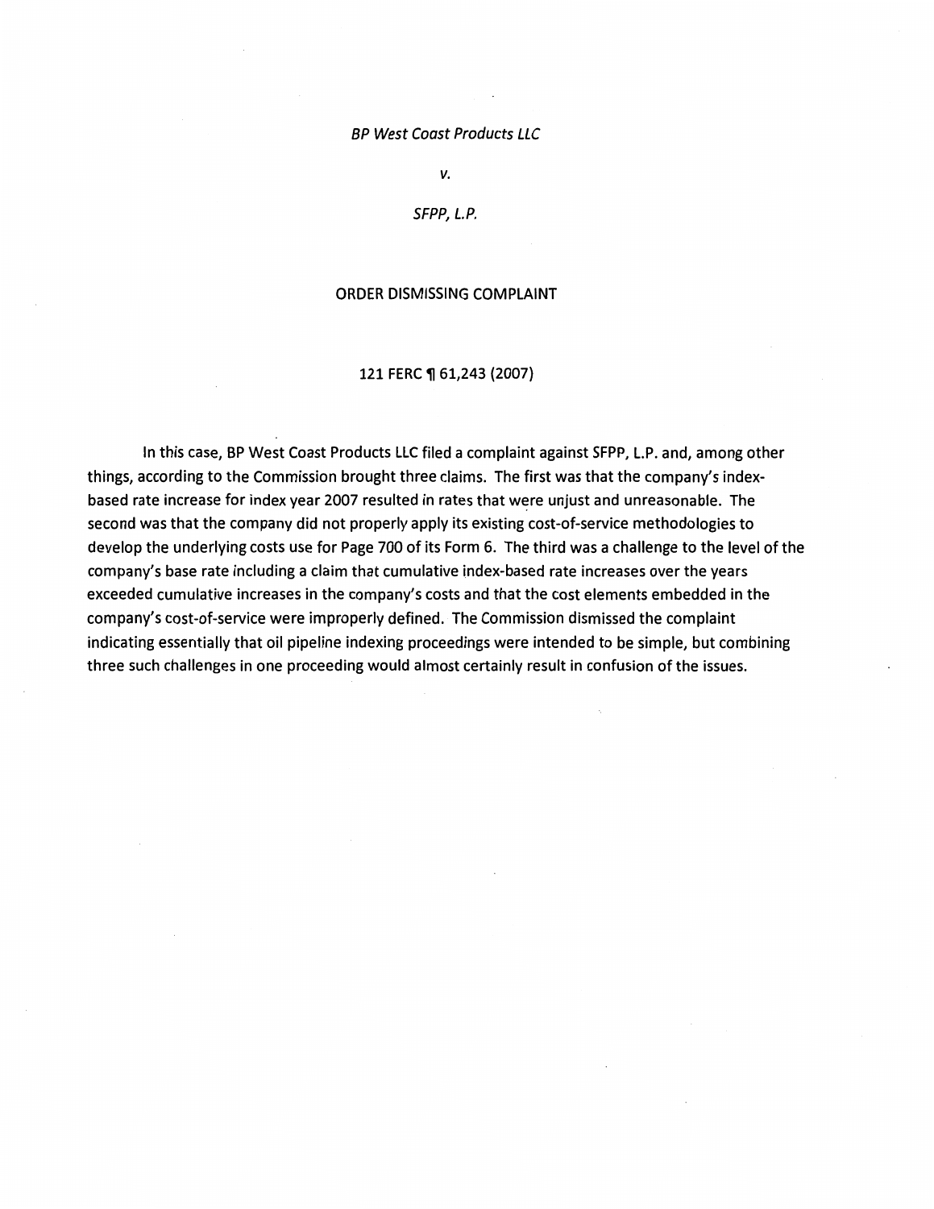*BP West Coast Products LLC*

*v.*

*SFPP, L.P.*

ORDER DISMISSING COMPLAINT

121 FERC ¶ 61,243 (2007)

In this case, BP West Coast Products LLC filed a complaint against SFPP, L.P. and, among other things, according to the Commission brought three claims. The first was that the company's index-based rate increase for index year 2007 resulted in rates that were unjust and unreasonable. The second was that the company did not properly apply its existing cost-of-service methodologies to develop the underlying costs use for Page 700 of its Form 6. The third was a challenge to the level of the company's base rate including a claim that cumulative index-based rate increases over the years exceeded cumulative increases in the company's costs and that the cost elements embedded in the company's cost-of-service were improperly defined. The Commission dismissed the complaint indicating essentially that oil pipeline indexing proceedings were intended to be simple, but combining three such challenges in one proceeding would almost certainly result in confusion of the issues.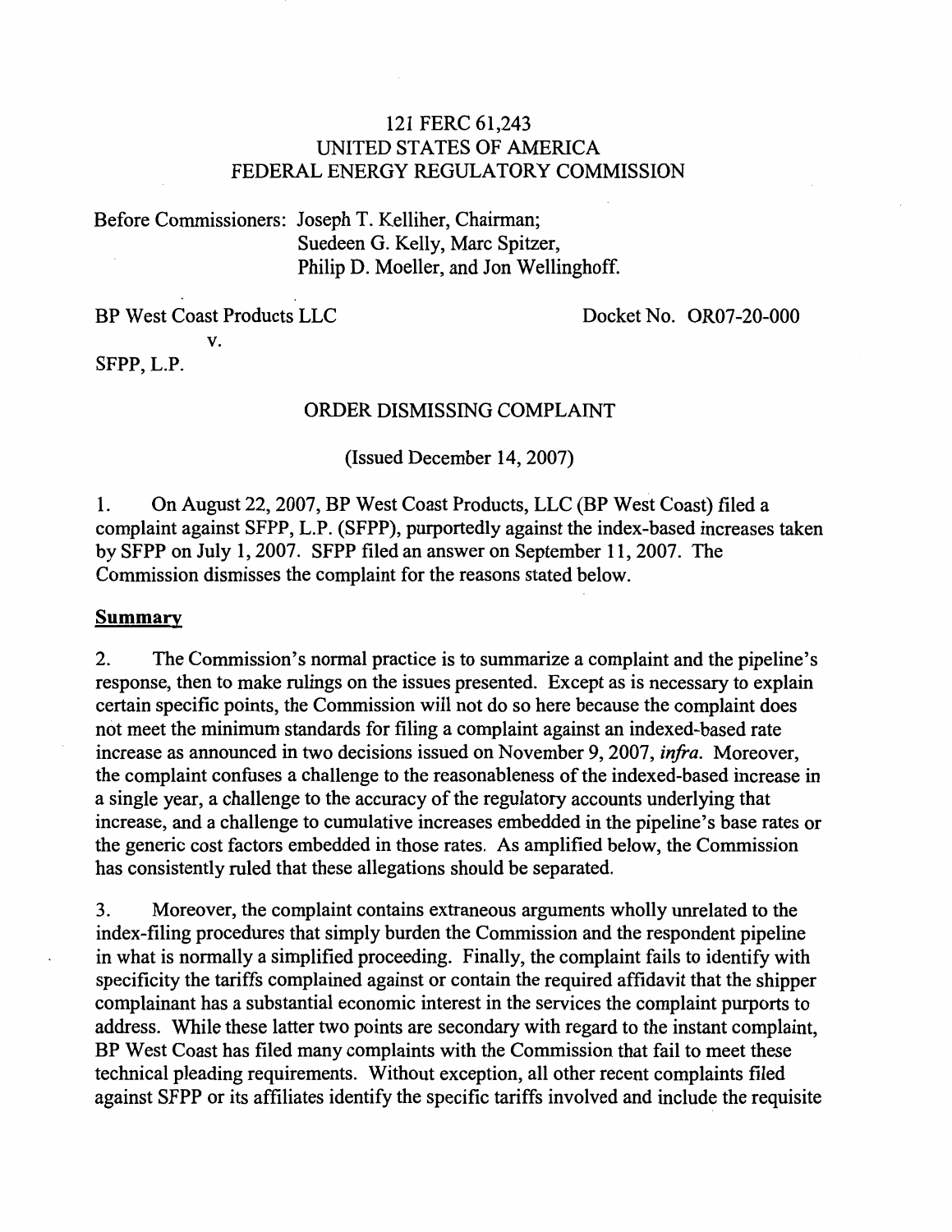121 FERC 61,243
UNITED STATES OF AMERICA
FEDERAL ENERGY REGULATORY COMMISSION

Before Commissioners: Joseph T. Kelliher, Chairman;
Suedeen G. Kelly, Marc Spitzer,
Philip D. Moeller, and Jon Wellinghoff.

BP West Coast Products LLC
v.
SFPP, L.P.

Docket No. OR07-20-000

ORDER DISMISSING COMPLAINT

(Issued December 14, 2007)

1. On August 22, 2007, BP West Coast Products, LLC (BP West Coast) filed a complaint against SFPP, L.P. (SFPP), purportedly against the index-based increases taken by SFPP on July 1, 2007. SFPP filed an answer on September 11, 2007. The Commission dismisses the complaint for the reasons stated below.

## Summary

2. The Commission's normal practice is to summarize a complaint and the pipeline's response, then to make rulings on the issues presented. Except as is necessary to explain certain specific points, the Commission will not do so here because the complaint does not meet the minimum standards for filing a complaint against an indexed-based rate increase as announced in two decisions issued on November 9, 2007, *infra*. Moreover, the complaint confuses a challenge to the reasonableness of the indexed-based increase in a single year, a challenge to the accuracy of the regulatory accounts underlying that increase, and a challenge to cumulative increases embedded in the pipeline's base rates or the generic cost factors embedded in those rates. As amplified below, the Commission has consistently ruled that these allegations should be separated.

3. Moreover, the complaint contains extraneous arguments wholly unrelated to the index-filing procedures that simply burden the Commission and the respondent pipeline in what is normally a simplified proceeding. Finally, the complaint fails to identify with specificity the tariffs complained against or contain the required affidavit that the shipper complainant has a substantial economic interest in the services the complaint purports to address. While these latter two points are secondary with regard to the instant complaint, BP West Coast has filed many complaints with the Commission that fail to meet these technical pleading requirements. Without exception, all other recent complaints filed against SFPP or its affiliates identify the specific tariffs involved and include the requisite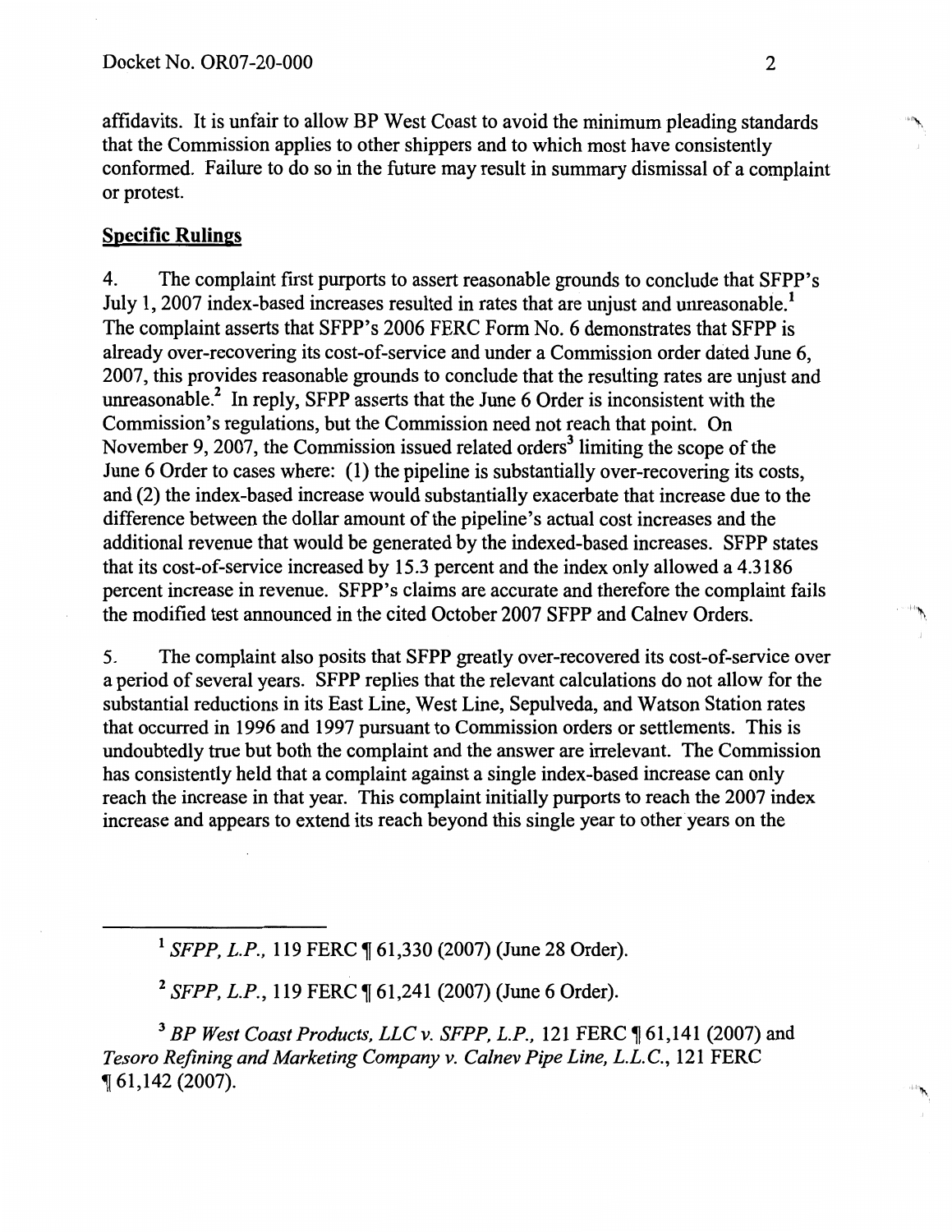affidavits. It is unfair to allow BP West Coast to avoid the minimum pleading standards that the Commission applies to other shippers and to which most have consistently conformed. Failure to do so in the future may result in summary dismissal of a complaint or protest.

## Specific Rulings

4. The complaint first purports to assert reasonable grounds to conclude that SFPP's July 1, 2007 index-based increases resulted in rates that are unjust and unreasonable.[1] The complaint asserts that SFPP's 2006 FERC Form No. 6 demonstrates that SFPP is already over-recovering its cost-of-service and under a Commission order dated June 6, 2007, this provides reasonable grounds to conclude that the resulting rates are unjust and unreasonable.[2] In reply, SFPP asserts that the June 6 Order is inconsistent with the Commission's regulations, but the Commission need not reach that point. On November 9, 2007, the Commission issued related orders[3] limiting the scope of the June 6 Order to cases where: (1) the pipeline is substantially over-recovering its costs, and (2) the index-based increase would substantially exacerbate that increase due to the difference between the dollar amount of the pipeline's actual cost increases and the additional revenue that would be generated by the indexed-based increases. SFPP states that its cost-of-service increased by 15.3 percent and the index only allowed a 4.3186 percent increase in revenue. SFPP's claims are accurate and therefore the complaint fails the modified test announced in the cited October 2007 SFPP and Calnev Orders.

5. The complaint also posits that SFPP greatly over-recovered its cost-of-service over a period of several years. SFPP replies that the relevant calculations do not allow for the substantial reductions in its East Line, West Line, Sepulveda, and Watson Station rates that occurred in 1996 and 1997 pursuant to Commission orders or settlements. This is undoubtedly true but both the complaint and the answer are irrelevant. The Commission has consistently held that a complaint against a single index-based increase can only reach the increase in that year. This complaint initially purports to reach the 2007 index increase and appears to extend its reach beyond this single year to other years on the

---

[1] *SFPP, L.P.*, 119 FERC ¶ 61,330 (2007) (June 28 Order).

[2] *SFPP, L.P.*, 119 FERC ¶ 61,241 (2007) (June 6 Order).

[3] *BP West Coast Products, LLC v. SFPP, L.P.*, 121 FERC ¶ 61,141 (2007) and *Tesoro Refining and Marketing Company v. Calnev Pipe Line, L.L.C.*, 121 FERC ¶ 61,142 (2007).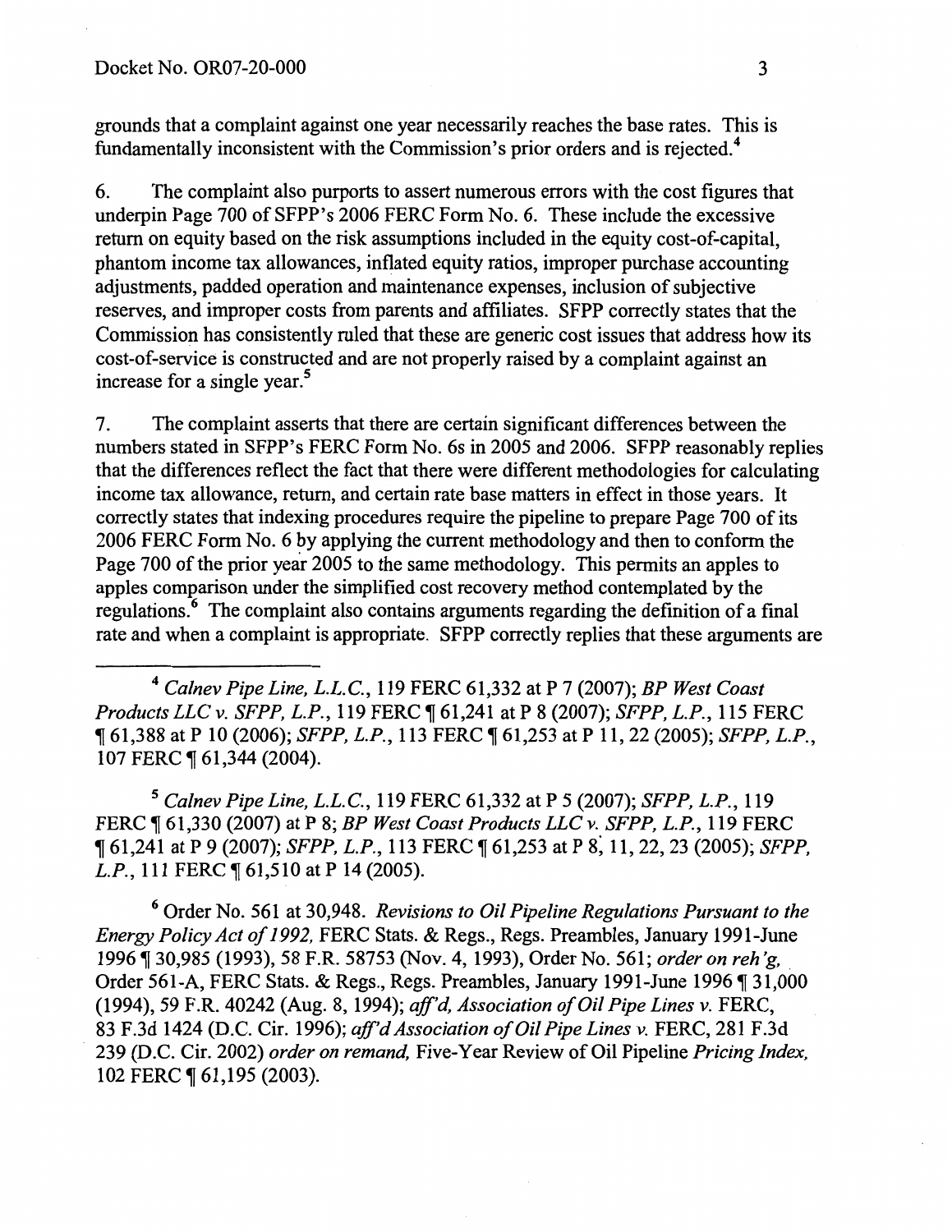grounds that a complaint against one year necessarily reaches the base rates. This is fundamentally inconsistent with the Commission's prior orders and is rejected.[4]

6. The complaint also purports to assert numerous errors with the cost figures that underpin Page 700 of SFPP's 2006 FERC Form No. 6. These include the excessive return on equity based on the risk assumptions included in the equity cost-of-capital, phantom income tax allowances, inflated equity ratios, improper purchase accounting adjustments, padded operation and maintenance expenses, inclusion of subjective reserves, and improper costs from parents and affiliates. SFPP correctly states that the Commission has consistently ruled that these are generic cost issues that address how its cost-of-service is constructed and are not properly raised by a complaint against an increase for a single year.[5]

7. The complaint asserts that there are certain significant differences between the numbers stated in SFPP's FERC Form No. 6s in 2005 and 2006. SFPP reasonably replies that the differences reflect the fact that there were different methodologies for calculating income tax allowance, return, and certain rate base matters in effect in those years. It correctly states that indexing procedures require the pipeline to prepare Page 700 of its 2006 FERC Form No. 6 by applying the current methodology and then to conform the Page 700 of the prior year 2005 to the same methodology. This permits an apples to apples comparison under the simplified cost recovery method contemplated by the regulations.[6] The complaint also contains arguments regarding the definition of a final rate and when a complaint is appropriate. SFPP correctly replies that these arguments are

---

[4] *Calnev Pipe Line, L.L.C.*, 119 FERC 61,332 at P 7 (2007); *BP West Coast Products LLC v. SFPP, L.P.*, 119 FERC ¶ 61,241 at P 8 (2007); *SFPP, L.P.*, 115 FERC ¶ 61,388 at P 10 (2006); *SFPP, L.P.*, 113 FERC ¶ 61,253 at P 11, 22 (2005); *SFPP, L.P.*, 107 FERC ¶ 61,344 (2004).

[5] *Calnev Pipe Line, L.L.C.*, 119 FERC 61,332 at P 5 (2007); *SFPP, L.P.*, 119 FERC ¶ 61,330 (2007) at P 8; *BP West Coast Products LLC v. SFPP, L.P.*, 119 FERC ¶ 61,241 at P 9 (2007); *SFPP, L.P.*, 113 FERC ¶ 61,253 at P 8, 11, 22, 23 (2005); *SFPP, L.P.*, 111 FERC ¶ 61,510 at P 14 (2005).

[6] Order No. 561 at 30,948. *Revisions to Oil Pipeline Regulations Pursuant to the Energy Policy Act of 1992,* FERC Stats. & Regs., Regs. Preambles, January 1991-June 1996 ¶ 30,985 (1993), 58 F.R. 58753 (Nov. 4, 1993), Order No. 561; *order on reh'g,* Order 561-A, FERC Stats. & Regs., Regs. Preambles, January 1991-June 1996 ¶ 31,000 (1994), 59 F.R. 40242 (Aug. 8, 1994); *aff'd, Association of Oil Pipe Lines v.* FERC, 83 F.3d 1424 (D.C. Cir. 1996); *aff'd Association of Oil Pipe Lines v.* FERC, 281 F.3d 239 (D.C. Cir. 2002) *order on remand,* Five-Year Review of Oil Pipeline *Pricing Index,* 102 FERC ¶ 61,195 (2003).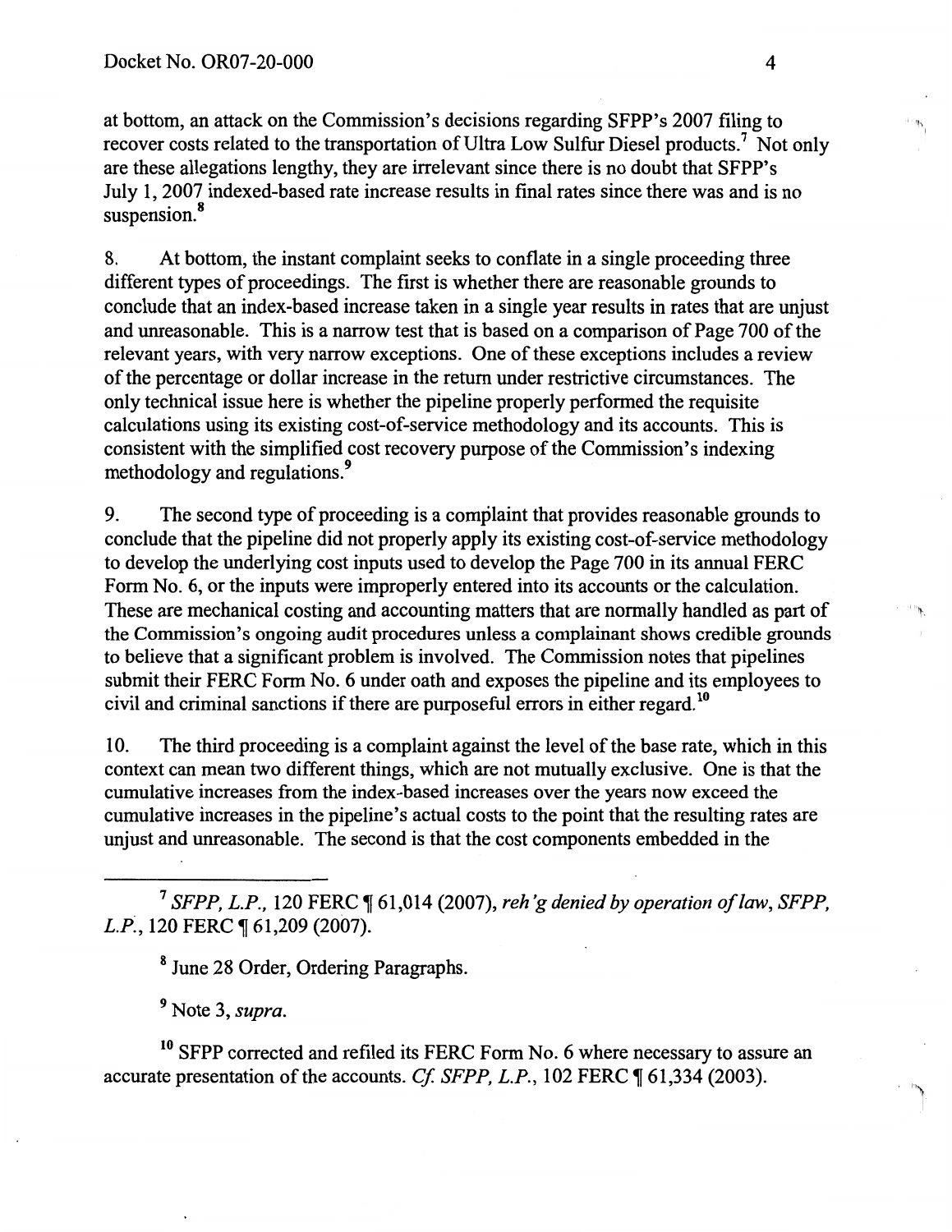at bottom, an attack on the Commission's decisions regarding SFPP's 2007 filing to recover costs related to the transportation of Ultra Low Sulfur Diesel products.[7] Not only are these allegations lengthy, they are irrelevant since there is no doubt that SFPP's July 1, 2007 indexed-based rate increase results in final rates since there was and is no suspension.[8]

8. At bottom, the instant complaint seeks to conflate in a single proceeding three different types of proceedings. The first is whether there are reasonable grounds to conclude that an index-based increase taken in a single year results in rates that are unjust and unreasonable. This is a narrow test that is based on a comparison of Page 700 of the relevant years, with very narrow exceptions. One of these exceptions includes a review of the percentage or dollar increase in the return under restrictive circumstances. The only technical issue here is whether the pipeline properly performed the requisite calculations using its existing cost-of-service methodology and its accounts. This is consistent with the simplified cost recovery purpose of the Commission's indexing methodology and regulations.[9]

9. The second type of proceeding is a complaint that provides reasonable grounds to conclude that the pipeline did not properly apply its existing cost-of-service methodology to develop the underlying cost inputs used to develop the Page 700 in its annual FERC Form No. 6, or the inputs were improperly entered into its accounts or the calculation. These are mechanical costing and accounting matters that are normally handled as part of the Commission's ongoing audit procedures unless a complainant shows credible grounds to believe that a significant problem is involved. The Commission notes that pipelines submit their FERC Form No. 6 under oath and exposes the pipeline and its employees to civil and criminal sanctions if there are purposeful errors in either regard.[10]

10. The third proceeding is a complaint against the level of the base rate, which in this context can mean two different things, which are not mutually exclusive. One is that the cumulative increases from the index-based increases over the years now exceed the cumulative increases in the pipeline's actual costs to the point that the resulting rates are unjust and unreasonable. The second is that the cost components embedded in the

---

[7] *SFPP, L.P.*, 120 FERC ¶ 61,014 (2007), *reh'g denied by operation of law*, *SFPP, L.P.*, 120 FERC ¶ 61,209 (2007).

[8] June 28 Order, Ordering Paragraphs.

[9] Note 3, *supra*.

[10] SFPP corrected and refiled its FERC Form No. 6 where necessary to assure an accurate presentation of the accounts. *Cf. SFPP, L.P.*, 102 FERC ¶ 61,334 (2003).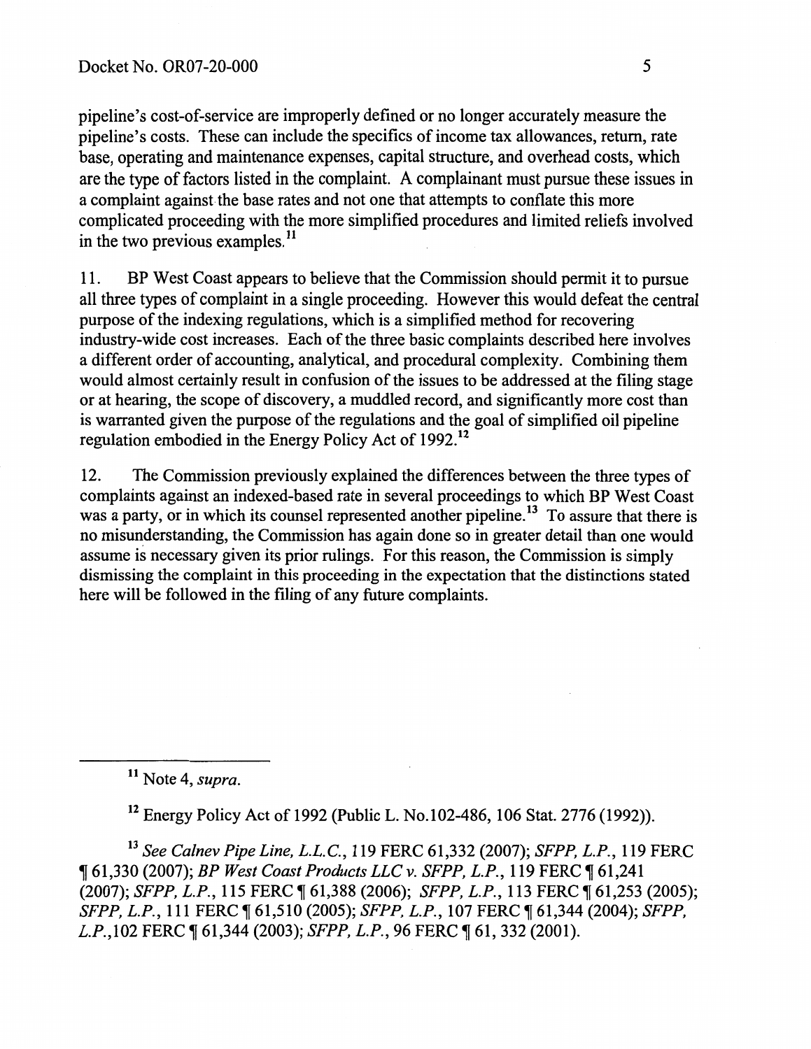pipeline's cost-of-service are improperly defined or no longer accurately measure the pipeline's costs. These can include the specifics of income tax allowances, return, rate base, operating and maintenance expenses, capital structure, and overhead costs, which are the type of factors listed in the complaint. A complainant must pursue these issues in a complaint against the base rates and not one that attempts to conflate this more complicated proceeding with the more simplified procedures and limited reliefs involved in the two previous examples.[11]

11. BP West Coast appears to believe that the Commission should permit it to pursue all three types of complaint in a single proceeding. However this would defeat the central purpose of the indexing regulations, which is a simplified method for recovering industry-wide cost increases. Each of the three basic complaints described here involves a different order of accounting, analytical, and procedural complexity. Combining them would almost certainly result in confusion of the issues to be addressed at the filing stage or at hearing, the scope of discovery, a muddled record, and significantly more cost than is warranted given the purpose of the regulations and the goal of simplified oil pipeline regulation embodied in the Energy Policy Act of 1992.[12]

12. The Commission previously explained the differences between the three types of complaints against an indexed-based rate in several proceedings to which BP West Coast was a party, or in which its counsel represented another pipeline.[13] To assure that there is no misunderstanding, the Commission has again done so in greater detail than one would assume is necessary given its prior rulings. For this reason, the Commission is simply dismissing the complaint in this proceeding in the expectation that the distinctions stated here will be followed in the filing of any future complaints.

---

[11] Note 4, *supra*.

[12] Energy Policy Act of 1992 (Public L. No.102-486, 106 Stat. 2776 (1992)).

[13] *See Calnev Pipe Line, L.L.C.*, 119 FERC 61,332 (2007); *SFPP, L.P.*, 119 FERC ¶ 61,330 (2007); *BP West Coast Products LLC v. SFPP, L.P.*, 119 FERC ¶ 61,241 (2007); *SFPP, L.P.*, 115 FERC ¶ 61,388 (2006); *SFPP, L.P.*, 113 FERC ¶ 61,253 (2005); *SFPP, L.P.*, 111 FERC ¶ 61,510 (2005); *SFPP, L.P.*, 107 FERC ¶ 61,344 (2004); *SFPP, L.P.*,102 FERC ¶ 61,344 (2003); *SFPP, L.P.*, 96 FERC ¶ 61, 332 (2001).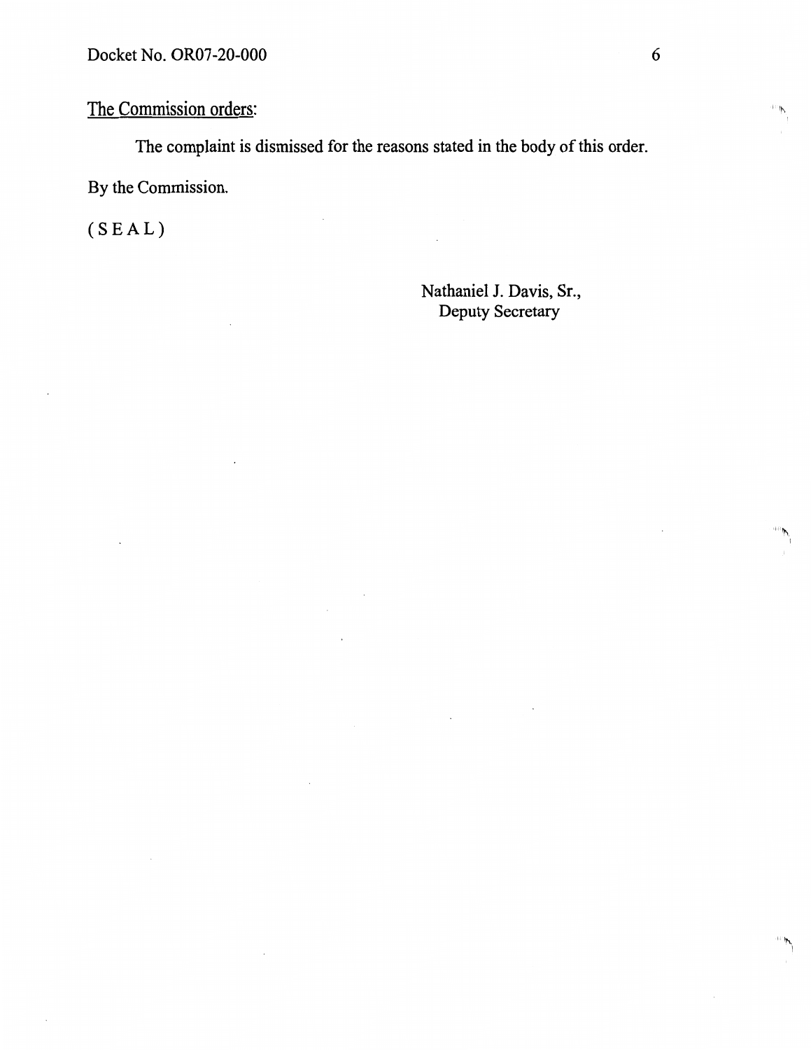The Commission orders:

The complaint is dismissed for the reasons stated in the body of this order.

By the Commission.

( S E A L )

Nathaniel J. Davis, Sr.,
Deputy Secretary